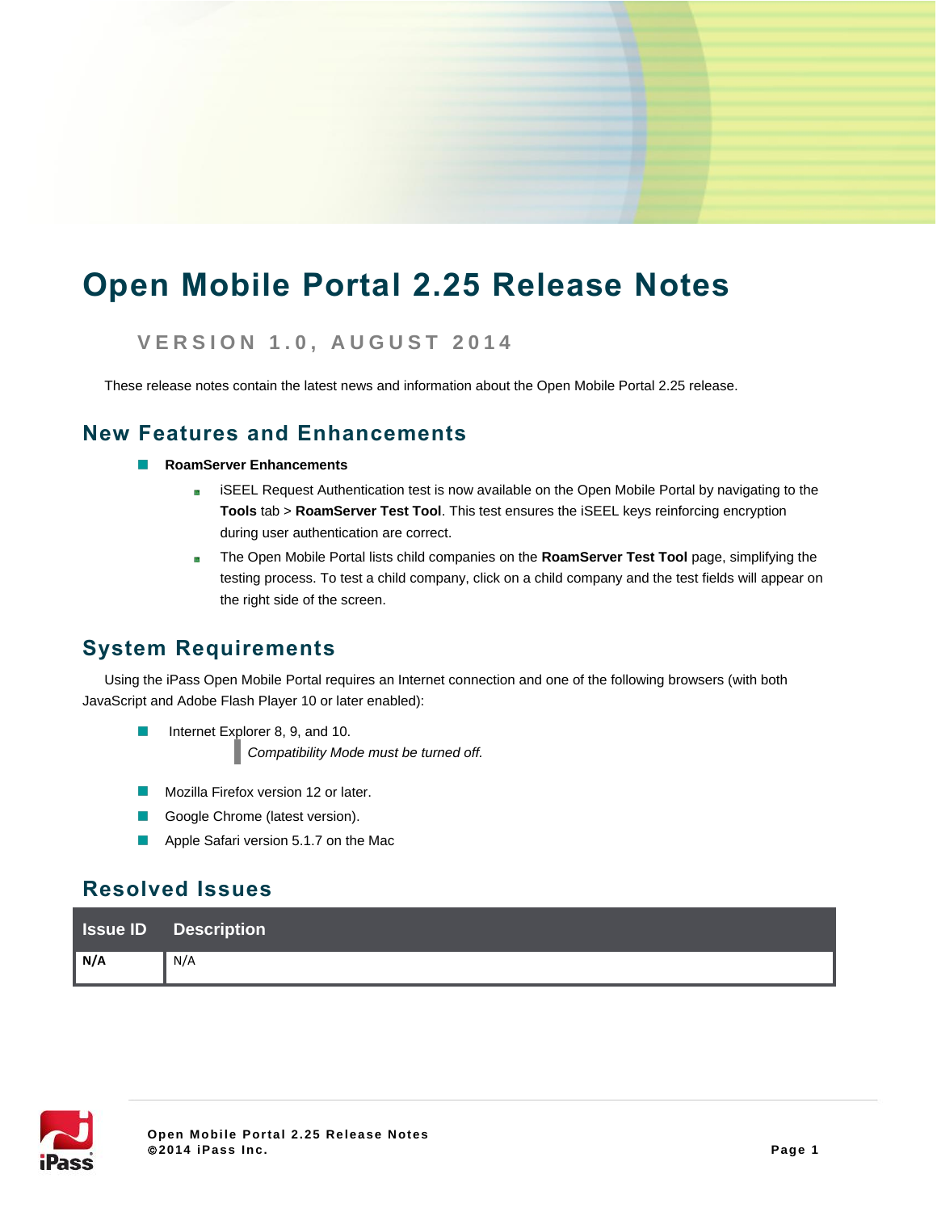# Open Mobile Portal 2.25 Release Notes

### VERSION 1.0, AUGUST 2014

These release notes contain the latest news and information about the Open Mobile Portal 2.25 release.

## New Features and Enhancements

- **RoamServer Enhancements**
  - iSEEL Request Authentication test is now available on the Open Mobile Portal by navigating to the **Tools** tab > **RoamServer Test Tool**. This test ensures the iSEEL keys reinforcing encryption during user authentication are correct.
  - The Open Mobile Portal lists child companies on the **RoamServer Test Tool** page, simplifying the testing process. To test a child company, click on a child company and the test fields will appear on the right side of the screen.

## System Requirements

Using the iPass Open Mobile Portal requires an Internet connection and one of the following browsers (with both JavaScript and Adobe Flash Player 10 or later enabled):

- Internet Explorer 8, 9, and 10.

  > *Compatibility Mode must be turned off.*

- Mozilla Firefox version 12 or later.
- Google Chrome (latest version).
- Apple Safari version 5.1.7 on the Mac

## Resolved Issues

| Issue ID | Description |
|---|---|
| **N/A** | N/A |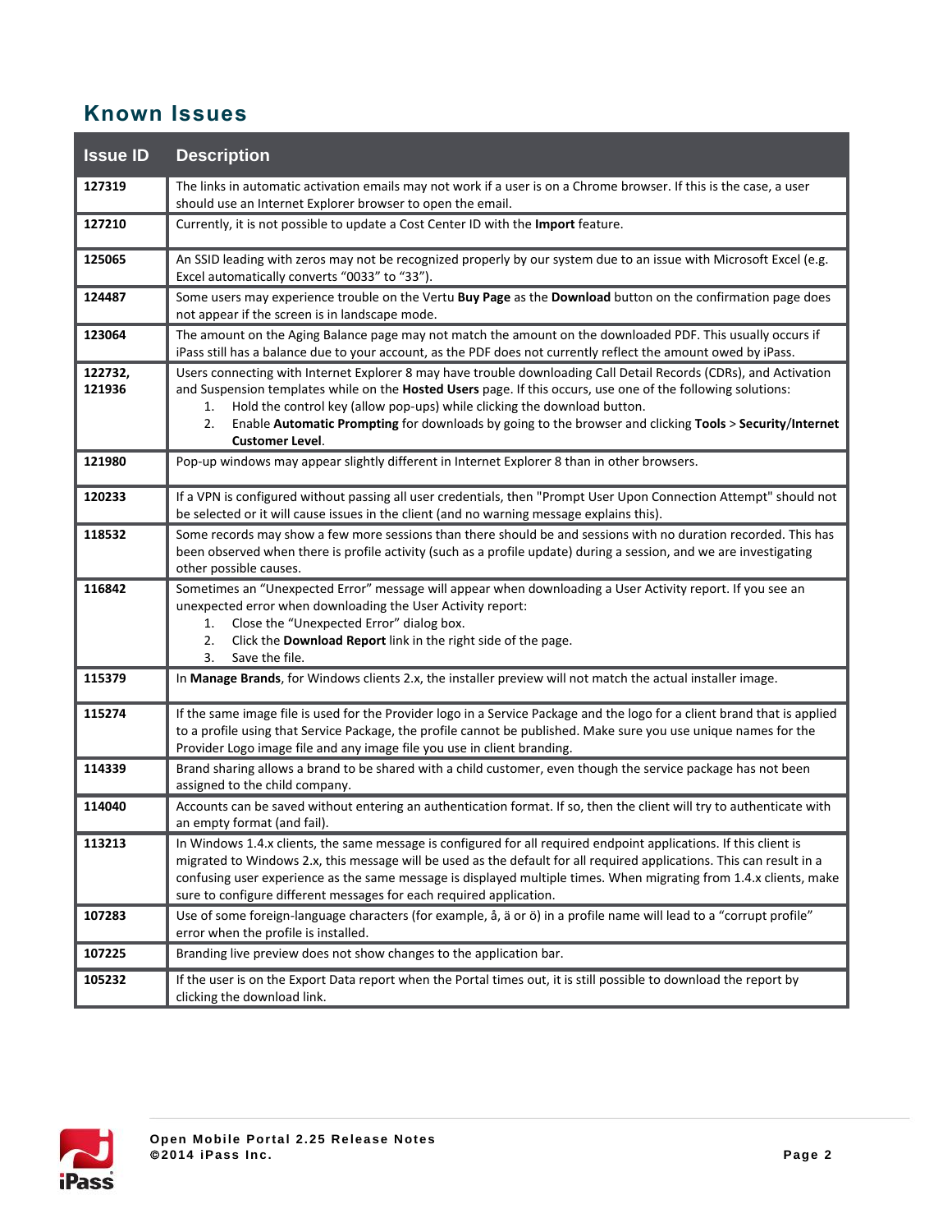## Known Issues

| Issue ID | Description |
|---|---|
| **127319** | The links in automatic activation emails may not work if a user is on a Chrome browser. If this is the case, a user should use an Internet Explorer browser to open the email. |
| **127210** | Currently, it is not possible to update a Cost Center ID with the **Import** feature. |
| **125065** | An SSID leading with zeros may not be recognized properly by our system due to an issue with Microsoft Excel (e.g. Excel automatically converts "0033" to "33"). |
| **124487** | Some users may experience trouble on the Vertu **Buy Page** as the **Download** button on the confirmation page does not appear if the screen is in landscape mode. |
| **123064** | The amount on the Aging Balance page may not match the amount on the downloaded PDF. This usually occurs if iPass still has a balance due to your account, as the PDF does not currently reflect the amount owed by iPass. |
| **122732, 121936** | Users connecting with Internet Explorer 8 may have trouble downloading Call Detail Records (CDRs), and Activation and Suspension templates while on the **Hosted Users** page. If this occurs, use one of the following solutions:<br>1. Hold the control key (allow pop-ups) while clicking the download button.<br>2. Enable **Automatic Prompting** for downloads by going to the browser and clicking **Tools** > **Security**/**Internet Customer Level**. |
| **121980** | Pop-up windows may appear slightly different in Internet Explorer 8 than in other browsers. |
| **120233** | If a VPN is configured without passing all user credentials, then "Prompt User Upon Connection Attempt" should not be selected or it will cause issues in the client (and no warning message explains this). |
| **118532** | Some records may show a few more sessions than there should be and sessions with no duration recorded. This has been observed when there is profile activity (such as a profile update) during a session, and we are investigating other possible causes. |
| **116842** | Sometimes an "Unexpected Error" message will appear when downloading a User Activity report. If you see an unexpected error when downloading the User Activity report:<br>1. Close the "Unexpected Error" dialog box.<br>2. Click the **Download Report** link in the right side of the page.<br>3. Save the file. |
| **115379** | In **Manage Brands**, for Windows clients 2.x, the installer preview will not match the actual installer image. |
| **115274** | If the same image file is used for the Provider logo in a Service Package and the logo for a client brand that is applied to a profile using that Service Package, the profile cannot be published. Make sure you use unique names for the Provider Logo image file and any image file you use in client branding. |
| **114339** | Brand sharing allows a brand to be shared with a child customer, even though the service package has not been assigned to the child company. |
| **114040** | Accounts can be saved without entering an authentication format. If so, then the client will try to authenticate with an empty format (and fail). |
| **113213** | In Windows 1.4.x clients, the same message is configured for all required endpoint applications. If this client is migrated to Windows 2.x, this message will be used as the default for all required applications. This can result in a confusing user experience as the same message is displayed multiple times. When migrating from 1.4.x clients, make sure to configure different messages for each required application. |
| **107283** | Use of some foreign-language characters (for example, å, ä or ö) in a profile name will lead to a "corrupt profile" error when the profile is installed. |
| **107225** | Branding live preview does not show changes to the application bar. |
| **105232** | If the user is on the Export Data report when the Portal times out, it is still possible to download the report by clicking the download link. |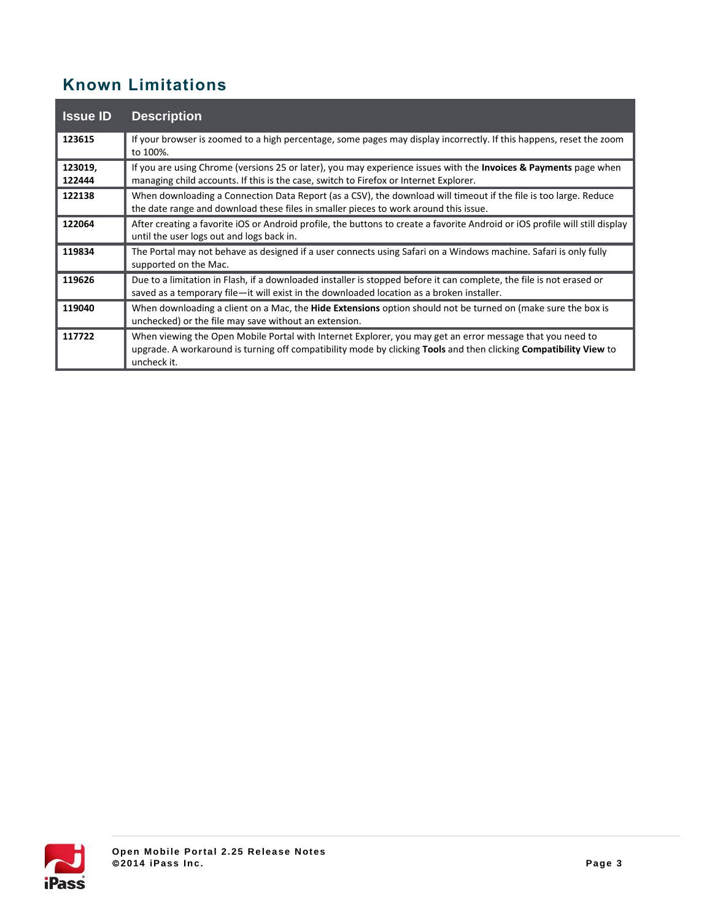## Known Limitations

| Issue ID | Description |
| --- | --- |
| **123615** | If your browser is zoomed to a high percentage, some pages may display incorrectly. If this happens, reset the zoom to 100%. |
| **123019, 122444** | If you are using Chrome (versions 25 or later), you may experience issues with the **Invoices & Payments** page when managing child accounts. If this is the case, switch to Firefox or Internet Explorer. |
| **122138** | When downloading a Connection Data Report (as a CSV), the download will timeout if the file is too large. Reduce the date range and download these files in smaller pieces to work around this issue. |
| **122064** | After creating a favorite iOS or Android profile, the buttons to create a favorite Android or iOS profile will still display until the user logs out and logs back in. |
| **119834** | The Portal may not behave as designed if a user connects using Safari on a Windows machine. Safari is only fully supported on the Mac. |
| **119626** | Due to a limitation in Flash, if a downloaded installer is stopped before it can complete, the file is not erased or saved as a temporary file—it will exist in the downloaded location as a broken installer. |
| **119040** | When downloading a client on a Mac, the **Hide Extensions** option should not be turned on (make sure the box is unchecked) or the file may save without an extension. |
| **117722** | When viewing the Open Mobile Portal with Internet Explorer, you may get an error message that you need to upgrade. A workaround is turning off compatibility mode by clicking **Tools** and then clicking **Compatibility View** to uncheck it. |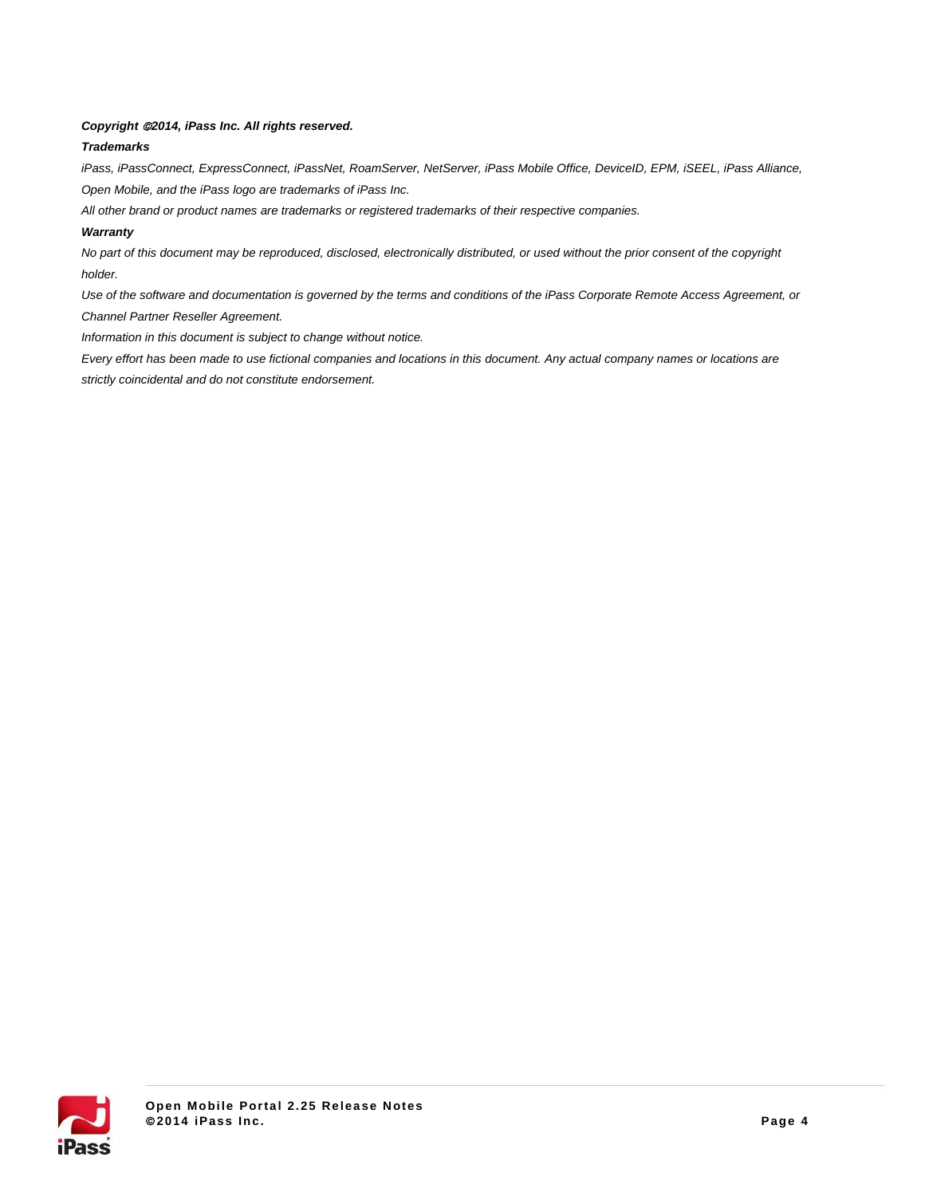***Copyright ©2014, iPass Inc. All rights reserved.***

***Trademarks***

*iPass, iPassConnect, ExpressConnect, iPassNet, RoamServer, NetServer, iPass Mobile Office, DeviceID, EPM, iSEEL, iPass Alliance, Open Mobile, and the iPass logo are trademarks of iPass Inc.*

*All other brand or product names are trademarks or registered trademarks of their respective companies.*

***Warranty***

*No part of this document may be reproduced, disclosed, electronically distributed, or used without the prior consent of the copyright holder.*

*Use of the software and documentation is governed by the terms and conditions of the iPass Corporate Remote Access Agreement, or Channel Partner Reseller Agreement.*

*Information in this document is subject to change without notice.*

*Every effort has been made to use fictional companies and locations in this document. Any actual company names or locations are strictly coincidental and do not constitute endorsement.*